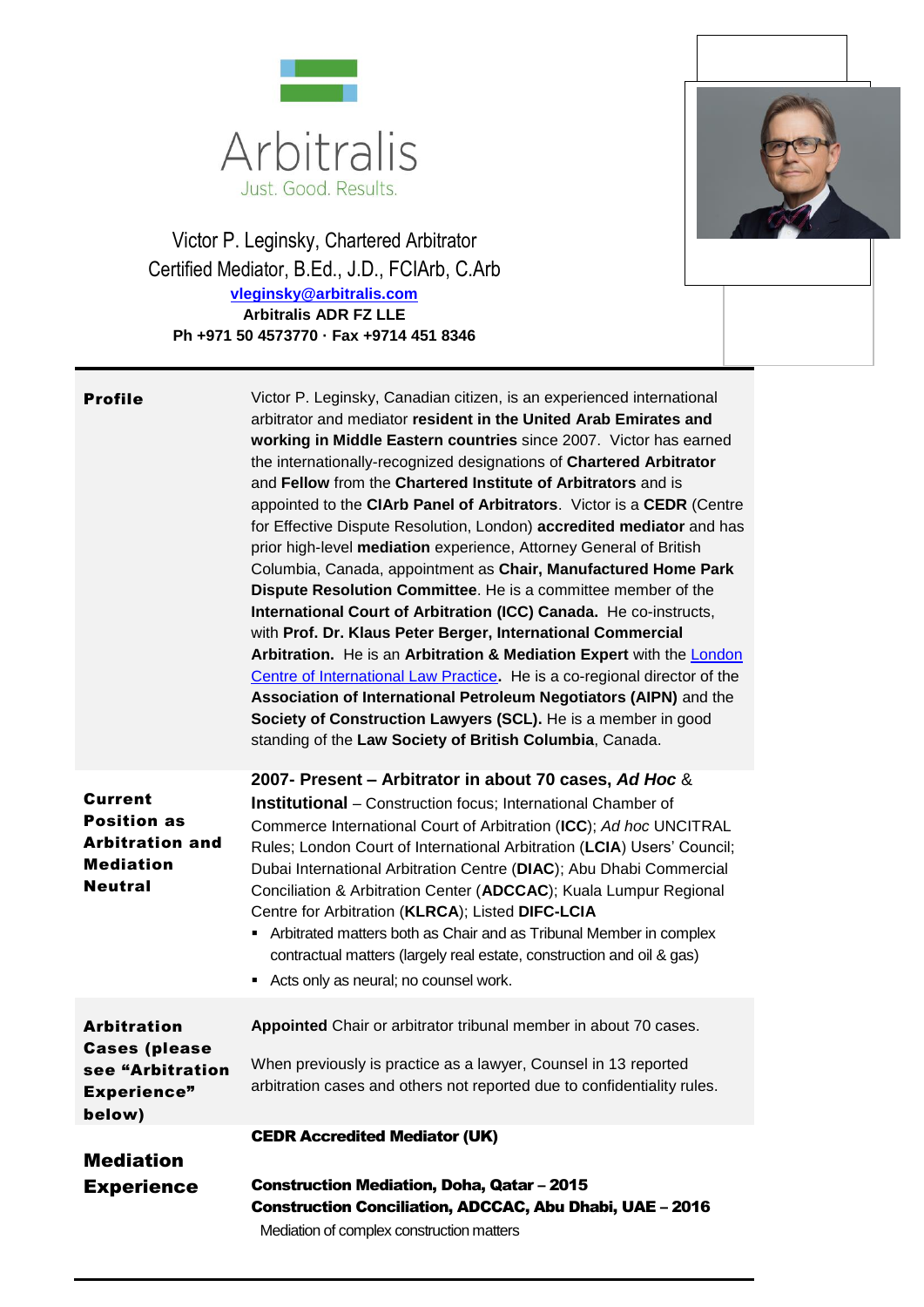Arbitralis

Just. Good. Results.

Victor P. Leginsky, Chartered Arbitrator
Certified Mediator, B.Ed., J.D., FCIArb, C.Arb
**vleginsky@arbitralis.com**
**Arbitralis ADR FZ LLE**
**Ph +971 50 4573770 · Fax +9714 451 8346**

---

**Profile**

Victor P. Leginsky, Canadian citizen, is an experienced international arbitrator and mediator **resident in the United Arab Emirates and working in Middle Eastern countries** since 2007. Victor has earned the internationally-recognized designations of **Chartered Arbitrator** and **Fellow** from the **Chartered Institute of Arbitrators** and is appointed to the **CIArb Panel of Arbitrators**. Victor is a **CEDR** (Centre for Effective Dispute Resolution, London) **accredited mediator** and has prior high-level **mediation** experience, Attorney General of British Columbia, Canada, appointment as **Chair, Manufactured Home Park Dispute Resolution Committee**. He is a committee member of the **International Court of Arbitration (ICC) Canada.** He co-instructs, with **Prof. Dr. Klaus Peter Berger, International Commercial Arbitration.** He is an **Arbitration & Mediation Expert** with the [London Centre of International Law Practice](). He is a co-regional director of the **Association of International Petroleum Negotiators (AIPN)** and the **Society of Construction Lawyers (SCL).** He is a member in good standing of the **Law Society of British Columbia**, Canada.

**Current Position as Arbitration and Mediation Neutral**

**2007- Present – Arbitrator in about 70 cases, *Ad Hoc* & Institutional** – Construction focus; International Chamber of Commerce International Court of Arbitration (**ICC**); *Ad hoc* UNCITRAL Rules; London Court of International Arbitration (**LCIA**) Users' Council; Dubai International Arbitration Centre (**DIAC**); Abu Dhabi Commercial Conciliation & Arbitration Center (**ADCCAC**); Kuala Lumpur Regional Centre for Arbitration (**KLRCA**); Listed **DIFC-LCIA**

- Arbitrated matters both as Chair and as Tribunal Member in complex contractual matters (largely real estate, construction and oil & gas)
- Acts only as neural; no counsel work.

**Arbitration Cases (please see "Arbitration Experience" below)**

**Appointed** Chair or arbitrator tribunal member in about 70 cases.

When previously is practice as a lawyer, Counsel in 13 reported arbitration cases and others not reported due to confidentiality rules.

**Mediation Experience**

**CEDR Accredited Mediator (UK)**

**Construction Mediation, Doha, Qatar – 2015**
**Construction Conciliation, ADCCAC, Abu Dhabi, UAE – 2016**
Mediation of complex construction matters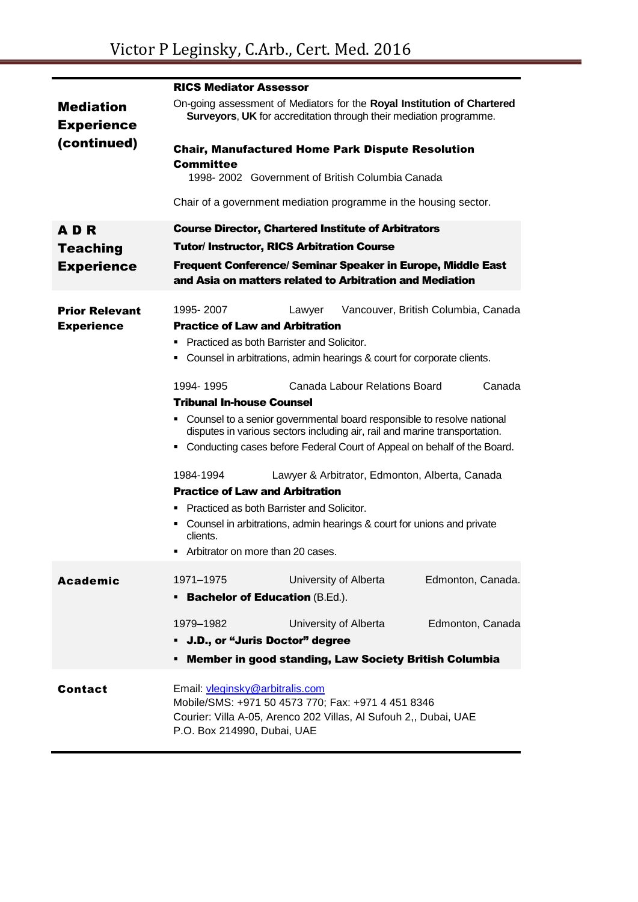## Mediation Experience (continued)

**RICS Mediator Assessor**

On-going assessment of Mediators for the **Royal Institution of Chartered Surveyors**, **UK** for accreditation through their mediation programme.

**Chair, Manufactured Home Park Dispute Resolution Committee**

1998- 2002 Government of British Columbia Canada

Chair of a government mediation programme in the housing sector.

## A D R Teaching Experience

**Course Director, Chartered Institute of Arbitrators**

**Tutor/ Instructor, RICS Arbitration Course**

**Frequent Conference/ Seminar Speaker in Europe, Middle East and Asia on matters related to Arbitration and Mediation**

## Prior Relevant Experience

1995- 2007 Lawyer Vancouver, British Columbia, Canada

**Practice of Law and Arbitration**

- Practiced as both Barrister and Solicitor.
- Counsel in arbitrations, admin hearings & court for corporate clients.

1994- 1995 Canada Labour Relations Board Canada

**Tribunal In-house Counsel**

- Counsel to a senior governmental board responsible to resolve national disputes in various sectors including air, rail and marine transportation.
- Conducting cases before Federal Court of Appeal on behalf of the Board.

1984-1994 Lawyer & Arbitrator, Edmonton, Alberta, Canada

**Practice of Law and Arbitration**

- Practiced as both Barrister and Solicitor.
- Counsel in arbitrations, admin hearings & court for unions and private clients.
- Arbitrator on more than 20 cases.

## Academic

1971–1975 University of Alberta Edmonton, Canada.

- **Bachelor of Education** (B.Ed.).

1979–1982 University of Alberta Edmonton, Canada

- **J.D., or "Juris Doctor" degree**
- **Member in good standing, Law Society British Columbia**

## Contact

Email: vleginsky@arbitralis.com
Mobile/SMS: +971 50 4573 770; Fax: +971 4 451 8346
Courier: Villa A-05, Arenco 202 Villas, Al Sufouh 2,, Dubai, UAE
P.O. Box 214990, Dubai, UAE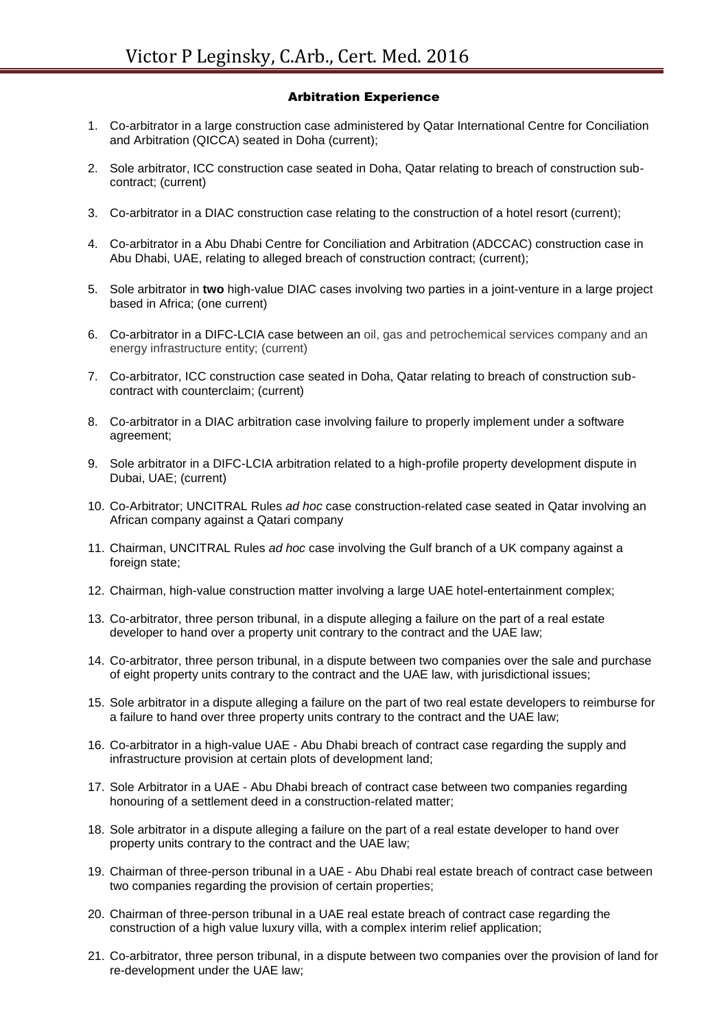## Arbitration Experience

1. Co-arbitrator in a large construction case administered by Qatar International Centre for Conciliation and Arbitration (QICCA) seated in Doha (current);

2. Sole arbitrator, ICC construction case seated in Doha, Qatar relating to breach of construction sub-contract; (current)

3. Co-arbitrator in a DIAC construction case relating to the construction of a hotel resort (current);

4. Co-arbitrator in a Abu Dhabi Centre for Conciliation and Arbitration (ADCCAC) construction case in Abu Dhabi, UAE, relating to alleged breach of construction contract; (current);

5. Sole arbitrator in **two** high-value DIAC cases involving two parties in a joint-venture in a large project based in Africa; (one current)

6. Co-arbitrator in a DIFC-LCIA case between an oil, gas and petrochemical services company and an energy infrastructure entity; (current)

7. Co-arbitrator, ICC construction case seated in Doha, Qatar relating to breach of construction sub-contract with counterclaim; (current)

8. Co-arbitrator in a DIAC arbitration case involving failure to properly implement under a software agreement;

9. Sole arbitrator in a DIFC-LCIA arbitration related to a high-profile property development dispute in Dubai, UAE; (current)

10. Co-Arbitrator; UNCITRAL Rules *ad hoc* case construction-related case seated in Qatar involving an African company against a Qatari company

11. Chairman, UNCITRAL Rules *ad hoc* case involving the Gulf branch of a UK company against a foreign state;

12. Chairman, high-value construction matter involving a large UAE hotel-entertainment complex;

13. Co-arbitrator, three person tribunal, in a dispute alleging a failure on the part of a real estate developer to hand over a property unit contrary to the contract and the UAE law;

14. Co-arbitrator, three person tribunal, in a dispute between two companies over the sale and purchase of eight property units contrary to the contract and the UAE law, with jurisdictional issues;

15. Sole arbitrator in a dispute alleging a failure on the part of two real estate developers to reimburse for a failure to hand over three property units contrary to the contract and the UAE law;

16. Co-arbitrator in a high-value UAE - Abu Dhabi breach of contract case regarding the supply and infrastructure provision at certain plots of development land;

17. Sole Arbitrator in a UAE - Abu Dhabi breach of contract case between two companies regarding honouring of a settlement deed in a construction-related matter;

18. Sole arbitrator in a dispute alleging a failure on the part of a real estate developer to hand over property units contrary to the contract and the UAE law;

19. Chairman of three-person tribunal in a UAE - Abu Dhabi real estate breach of contract case between two companies regarding the provision of certain properties;

20. Chairman of three-person tribunal in a UAE real estate breach of contract case regarding the construction of a high value luxury villa, with a complex interim relief application;

21. Co-arbitrator, three person tribunal, in a dispute between two companies over the provision of land for re-development under the UAE law;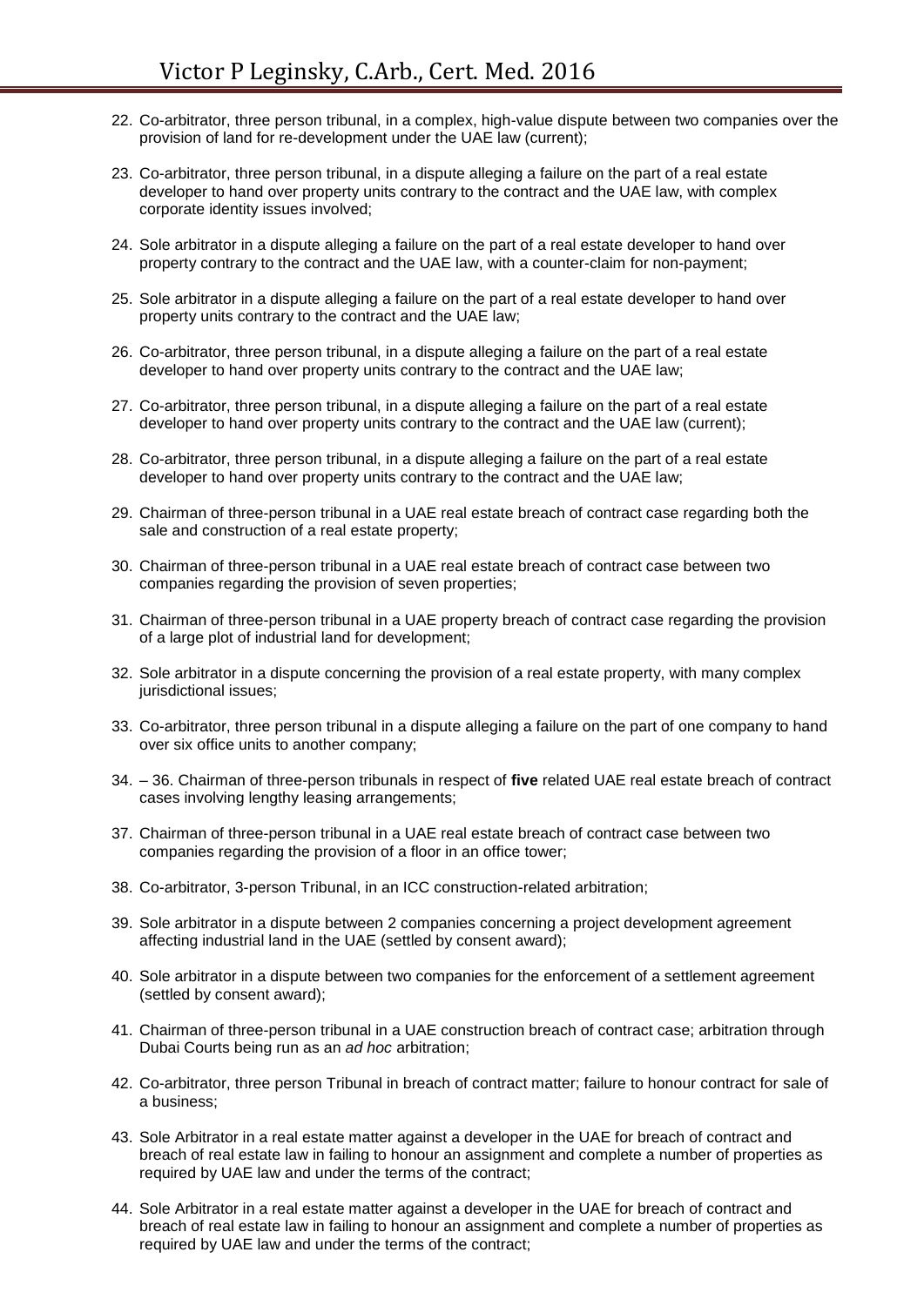22. Co-arbitrator, three person tribunal, in a complex, high-value dispute between two companies over the provision of land for re-development under the UAE law (current);
23. Co-arbitrator, three person tribunal, in a dispute alleging a failure on the part of a real estate developer to hand over property units contrary to the contract and the UAE law, with complex corporate identity issues involved;
24. Sole arbitrator in a dispute alleging a failure on the part of a real estate developer to hand over property contrary to the contract and the UAE law, with a counter-claim for non-payment;
25. Sole arbitrator in a dispute alleging a failure on the part of a real estate developer to hand over property units contrary to the contract and the UAE law;
26. Co-arbitrator, three person tribunal, in a dispute alleging a failure on the part of a real estate developer to hand over property units contrary to the contract and the UAE law;
27. Co-arbitrator, three person tribunal, in a dispute alleging a failure on the part of a real estate developer to hand over property units contrary to the contract and the UAE law (current);
28. Co-arbitrator, three person tribunal, in a dispute alleging a failure on the part of a real estate developer to hand over property units contrary to the contract and the UAE law;
29. Chairman of three-person tribunal in a UAE real estate breach of contract case regarding both the sale and construction of a real estate property;
30. Chairman of three-person tribunal in a UAE real estate breach of contract case between two companies regarding the provision of seven properties;
31. Chairman of three-person tribunal in a UAE property breach of contract case regarding the provision of a large plot of industrial land for development;
32. Sole arbitrator in a dispute concerning the provision of a real estate property, with many complex jurisdictional issues;
33. Co-arbitrator, three person tribunal in a dispute alleging a failure on the part of one company to hand over six office units to another company;
34. – 36. Chairman of three-person tribunals in respect of **five** related UAE real estate breach of contract cases involving lengthy leasing arrangements;
37. Chairman of three-person tribunal in a UAE real estate breach of contract case between two companies regarding the provision of a floor in an office tower;
38. Co-arbitrator, 3-person Tribunal, in an ICC construction-related arbitration;
39. Sole arbitrator in a dispute between 2 companies concerning a project development agreement affecting industrial land in the UAE (settled by consent award);
40. Sole arbitrator in a dispute between two companies for the enforcement of a settlement agreement (settled by consent award);
41. Chairman of three-person tribunal in a UAE construction breach of contract case; arbitration through Dubai Courts being run as an *ad hoc* arbitration;
42. Co-arbitrator, three person Tribunal in breach of contract matter; failure to honour contract for sale of a business;
43. Sole Arbitrator in a real estate matter against a developer in the UAE for breach of contract and breach of real estate law in failing to honour an assignment and complete a number of properties as required by UAE law and under the terms of the contract;
44. Sole Arbitrator in a real estate matter against a developer in the UAE for breach of contract and breach of real estate law in failing to honour an assignment and complete a number of properties as required by UAE law and under the terms of the contract;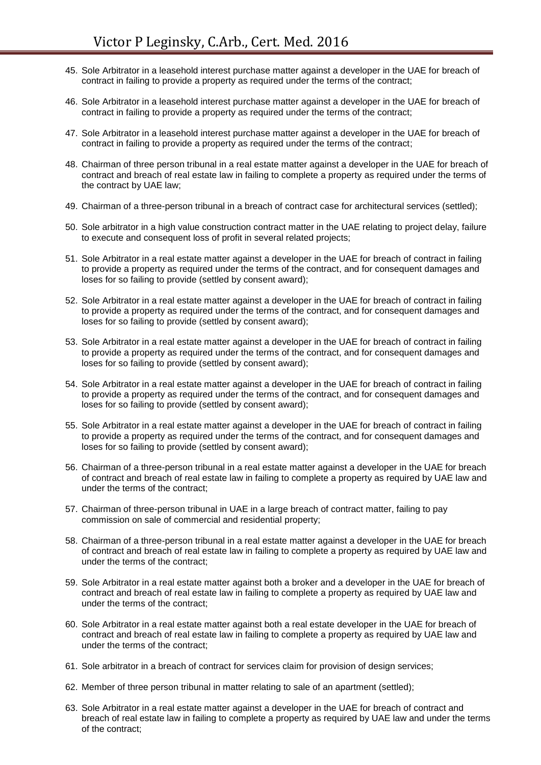45. Sole Arbitrator in a leasehold interest purchase matter against a developer in the UAE for breach of contract in failing to provide a property as required under the terms of the contract;

46. Sole Arbitrator in a leasehold interest purchase matter against a developer in the UAE for breach of contract in failing to provide a property as required under the terms of the contract;

47. Sole Arbitrator in a leasehold interest purchase matter against a developer in the UAE for breach of contract in failing to provide a property as required under the terms of the contract;

48. Chairman of three person tribunal in a real estate matter against a developer in the UAE for breach of contract and breach of real estate law in failing to complete a property as required under the terms of the contract by UAE law;

49. Chairman of a three-person tribunal in a breach of contract case for architectural services (settled);

50. Sole arbitrator in a high value construction contract matter in the UAE relating to project delay, failure to execute and consequent loss of profit in several related projects;

51. Sole Arbitrator in a real estate matter against a developer in the UAE for breach of contract in failing to provide a property as required under the terms of the contract, and for consequent damages and loses for so failing to provide (settled by consent award);

52. Sole Arbitrator in a real estate matter against a developer in the UAE for breach of contract in failing to provide a property as required under the terms of the contract, and for consequent damages and loses for so failing to provide (settled by consent award);

53. Sole Arbitrator in a real estate matter against a developer in the UAE for breach of contract in failing to provide a property as required under the terms of the contract, and for consequent damages and loses for so failing to provide (settled by consent award);

54. Sole Arbitrator in a real estate matter against a developer in the UAE for breach of contract in failing to provide a property as required under the terms of the contract, and for consequent damages and loses for so failing to provide (settled by consent award);

55. Sole Arbitrator in a real estate matter against a developer in the UAE for breach of contract in failing to provide a property as required under the terms of the contract, and for consequent damages and loses for so failing to provide (settled by consent award);

56. Chairman of a three-person tribunal in a real estate matter against a developer in the UAE for breach of contract and breach of real estate law in failing to complete a property as required by UAE law and under the terms of the contract;

57. Chairman of three-person tribunal in UAE in a large breach of contract matter, failing to pay commission on sale of commercial and residential property;

58. Chairman of a three-person tribunal in a real estate matter against a developer in the UAE for breach of contract and breach of real estate law in failing to complete a property as required by UAE law and under the terms of the contract;

59. Sole Arbitrator in a real estate matter against both a broker and a developer in the UAE for breach of contract and breach of real estate law in failing to complete a property as required by UAE law and under the terms of the contract;

60. Sole Arbitrator in a real estate matter against both a real estate developer in the UAE for breach of contract and breach of real estate law in failing to complete a property as required by UAE law and under the terms of the contract;

61. Sole arbitrator in a breach of contract for services claim for provision of design services;

62. Member of three person tribunal in matter relating to sale of an apartment (settled);

63. Sole Arbitrator in a real estate matter against a developer in the UAE for breach of contract and breach of real estate law in failing to complete a property as required by UAE law and under the terms of the contract;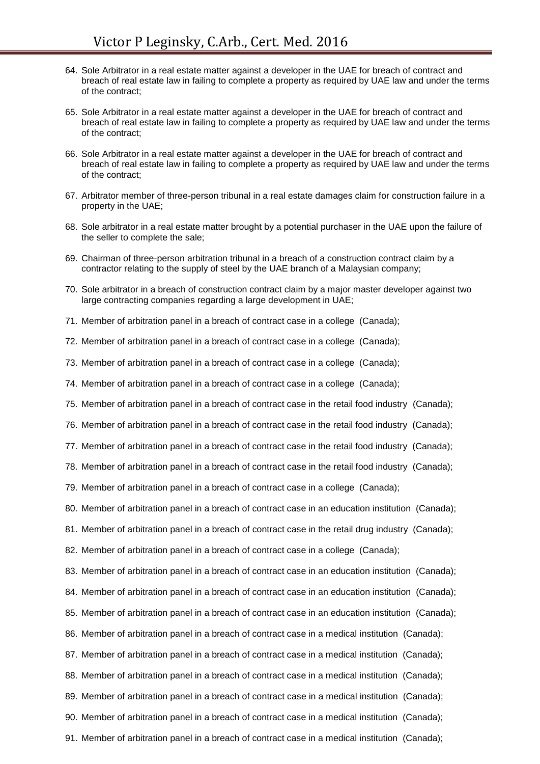64. Sole Arbitrator in a real estate matter against a developer in the UAE for breach of contract and breach of real estate law in failing to complete a property as required by UAE law and under the terms of the contract;

65. Sole Arbitrator in a real estate matter against a developer in the UAE for breach of contract and breach of real estate law in failing to complete a property as required by UAE law and under the terms of the contract;

66. Sole Arbitrator in a real estate matter against a developer in the UAE for breach of contract and breach of real estate law in failing to complete a property as required by UAE law and under the terms of the contract;

67. Arbitrator member of three-person tribunal in a real estate damages claim for construction failure in a property in the UAE;

68. Sole arbitrator in a real estate matter brought by a potential purchaser in the UAE upon the failure of the seller to complete the sale;

69. Chairman of three-person arbitration tribunal in a breach of a construction contract claim by a contractor relating to the supply of steel by the UAE branch of a Malaysian company;

70. Sole arbitrator in a breach of construction contract claim by a major master developer against two large contracting companies regarding a large development in UAE;

71. Member of arbitration panel in a breach of contract case in a college (Canada);

72. Member of arbitration panel in a breach of contract case in a college (Canada);

73. Member of arbitration panel in a breach of contract case in a college (Canada);

74. Member of arbitration panel in a breach of contract case in a college (Canada);

75. Member of arbitration panel in a breach of contract case in the retail food industry (Canada);

76. Member of arbitration panel in a breach of contract case in the retail food industry (Canada);

77. Member of arbitration panel in a breach of contract case in the retail food industry (Canada);

78. Member of arbitration panel in a breach of contract case in the retail food industry (Canada);

79. Member of arbitration panel in a breach of contract case in a college (Canada);

80. Member of arbitration panel in a breach of contract case in an education institution (Canada);

81. Member of arbitration panel in a breach of contract case in the retail drug industry (Canada);

82. Member of arbitration panel in a breach of contract case in a college (Canada);

83. Member of arbitration panel in a breach of contract case in an education institution (Canada);

84. Member of arbitration panel in a breach of contract case in an education institution (Canada);

85. Member of arbitration panel in a breach of contract case in an education institution (Canada);

86. Member of arbitration panel in a breach of contract case in a medical institution (Canada);

87. Member of arbitration panel in a breach of contract case in a medical institution (Canada);

88. Member of arbitration panel in a breach of contract case in a medical institution (Canada);

89. Member of arbitration panel in a breach of contract case in a medical institution (Canada);

90. Member of arbitration panel in a breach of contract case in a medical institution (Canada);

91. Member of arbitration panel in a breach of contract case in a medical institution (Canada);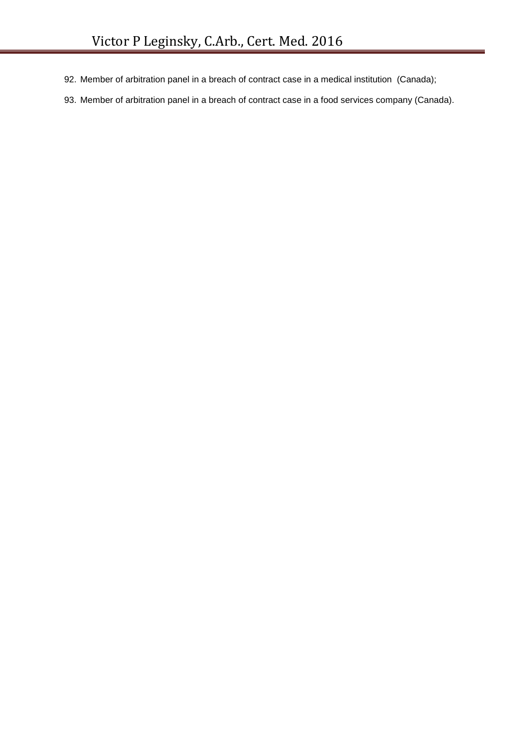92. Member of arbitration panel in a breach of contract case in a medical institution (Canada);
93. Member of arbitration panel in a breach of contract case in a food services company (Canada).